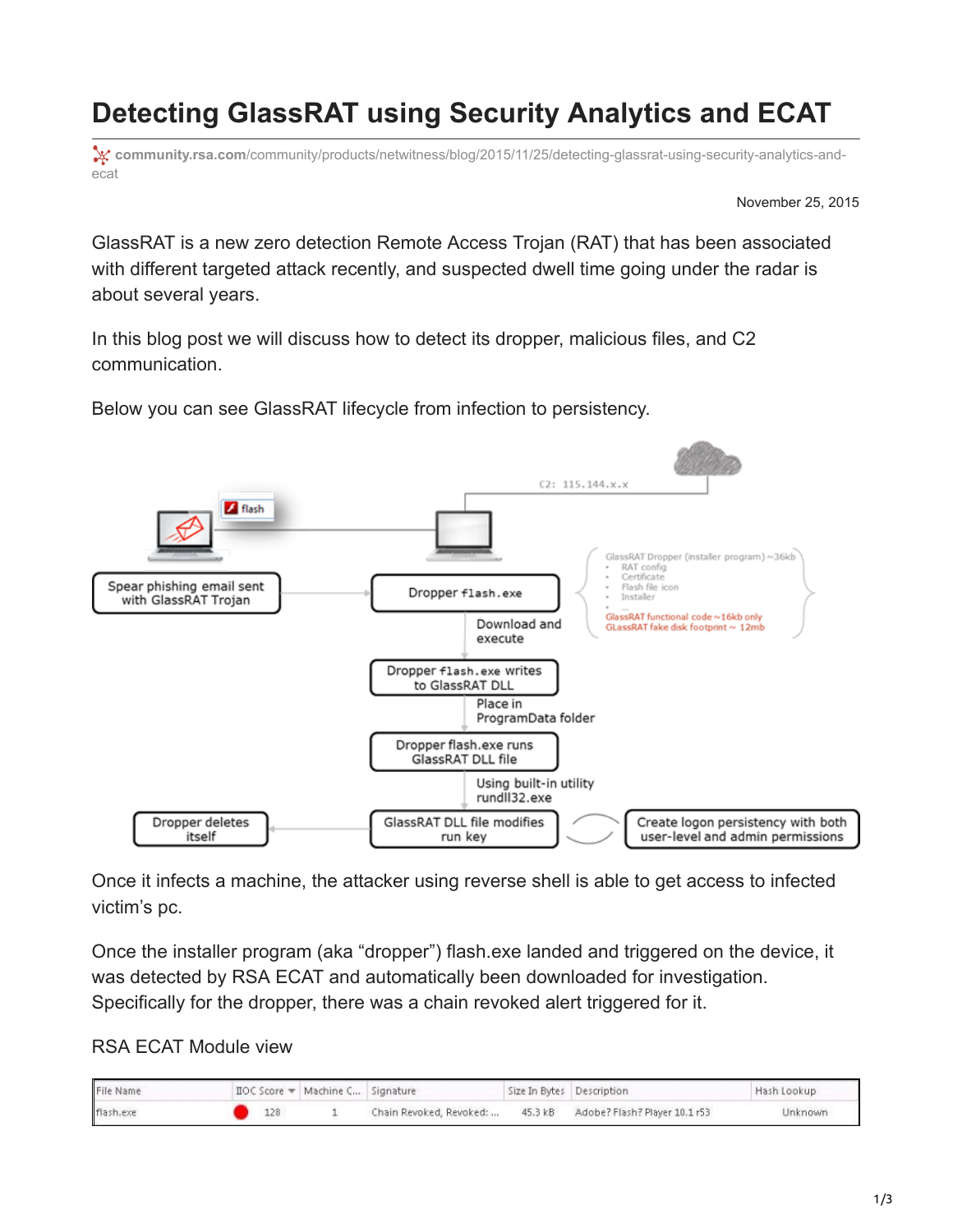# Detecting GlassRAT using Security Analytics and ECAT

community.rsa.com/community/products/netwitness/blog/2015/11/25/detecting-glassrat-using-security-analytics-and-ecat

November 25, 2015

GlassRAT is a new zero detection Remote Access Trojan (RAT) that has been associated with different targeted attack recently, and suspected dwell time going under the radar is about several years.

In this blog post we will discuss how to detect its dropper, malicious files, and C2 communication.

Below you can see GlassRAT lifecycle from infection to persistency.

Once it infects a machine, the attacker using reverse shell is able to get access to infected victim's pc.

Once the installer program (aka "dropper") flash.exe landed and triggered on the device, it was detected by RSA ECAT and automatically been downloaded for investigation. Specifically for the dropper, there was a chain revoked alert triggered for it.

RSA ECAT Module view

| File Name | IIOC Score | Machine C... | Signature | Size In Bytes | Description | Hash Lookup |
|---|---|---|---|---|---|---|
| flash.exe | 128 | 1 | Chain Revoked, Revoked: ... | 45.3 kB | Adobe? Flash? Player 10.1 r53 | Unknown |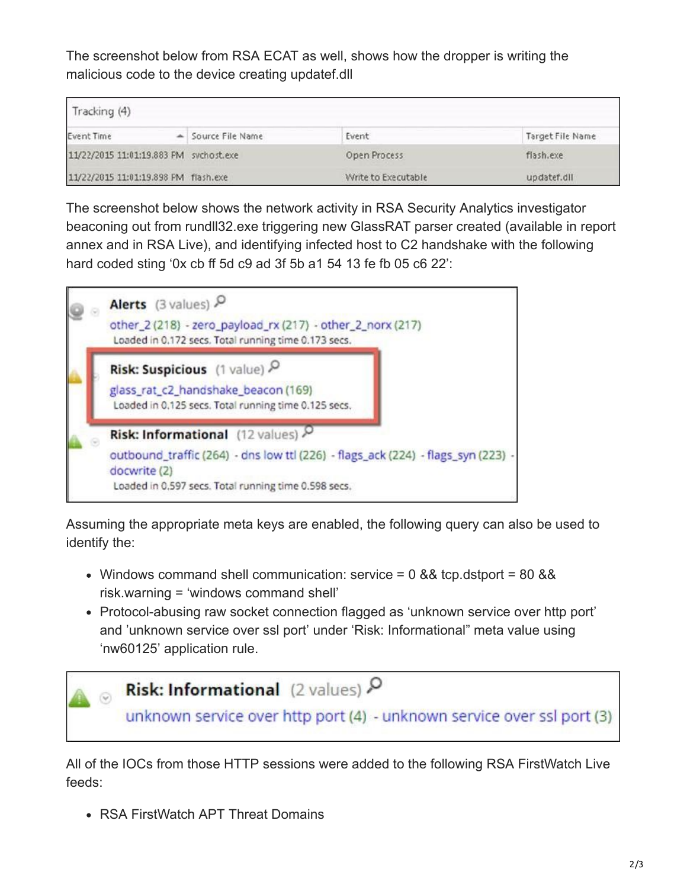The screenshot below from RSA ECAT as well, shows how the dropper is writing the malicious code to the device creating updatef.dll

| Tracking (4) | | | |
|---|---|---|---|
| Event Time | Source File Name | Event | Target File Name |
| 11/22/2015 11:01:19.883 PM | svchost.exe | Open Process | flash.exe |
| 11/22/2015 11:01:19.898 PM | flash.exe | Write to Executable | updatef.dll |

The screenshot below shows the network activity in RSA Security Analytics investigator beaconing out from rundll32.exe triggering new GlassRAT parser created (available in report annex and in RSA Live), and identifying infected host to C2 handshake with the following hard coded sting '0x cb ff 5d c9 ad 3f 5b a1 54 13 fe fb 05 c6 22':

**Alerts** (3 values)
other_2 (218) - zero_payload_rx (217) - other_2_norx (217)
Loaded in 0.172 secs. Total running time 0.173 secs.

**Risk: Suspicious** (1 value)
glass_rat_c2_handshake_beacon (169)
Loaded in 0.125 secs. Total running time 0.125 secs.

**Risk: Informational** (12 values)
outbound_traffic (264) - dns low ttl (226) - flags_ack (224) - flags_syn (223) - docwrite (2)
Loaded in 0.597 secs. Total running time 0.598 secs.

Assuming the appropriate meta keys are enabled, the following query can also be used to identify the:

- Windows command shell communication: service = 0 && tcp.dstport = 80 && risk.warning = 'windows command shell'
- Protocol-abusing raw socket connection flagged as 'unknown service over http port' and 'unknown service over ssl port' under 'Risk: Informational" meta value using 'nw60125' application rule.

**Risk: Informational** (2 values)
unknown service over http port (4) - unknown service over ssl port (3)

All of the IOCs from those HTTP sessions were added to the following RSA FirstWatch Live feeds:

- RSA FirstWatch APT Threat Domains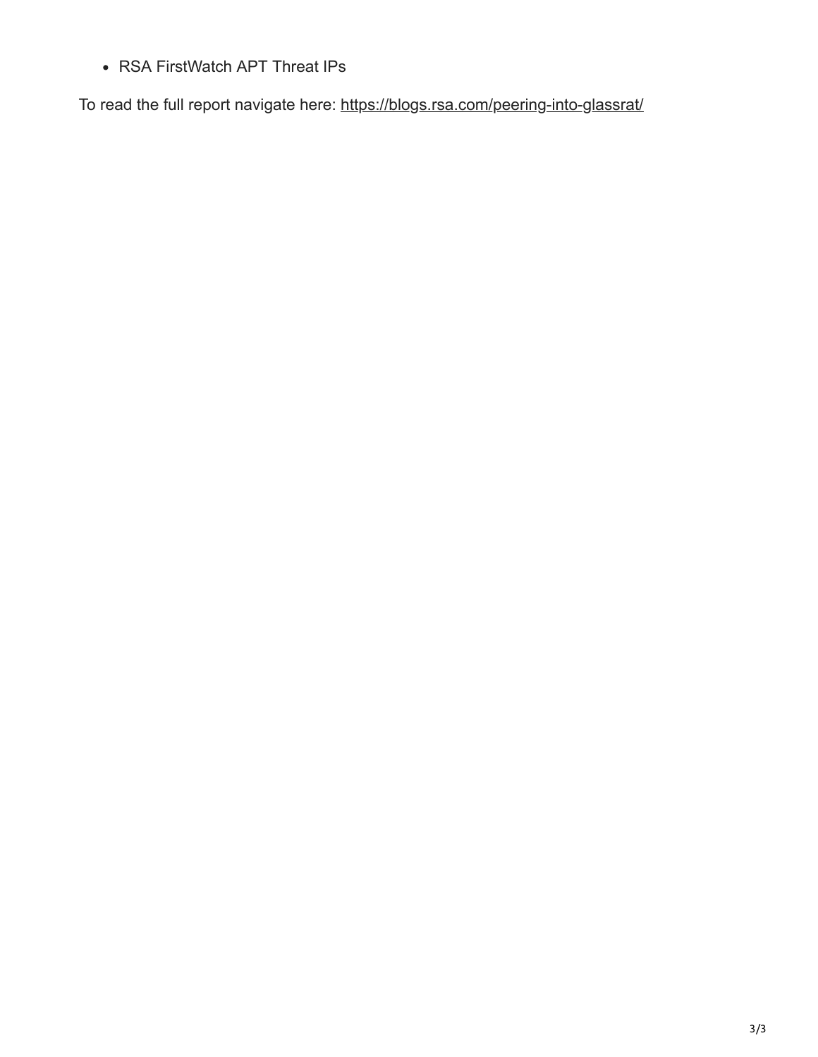- RSA FirstWatch APT Threat IPs

To read the full report navigate here: https://blogs.rsa.com/peering-into-glassrat/